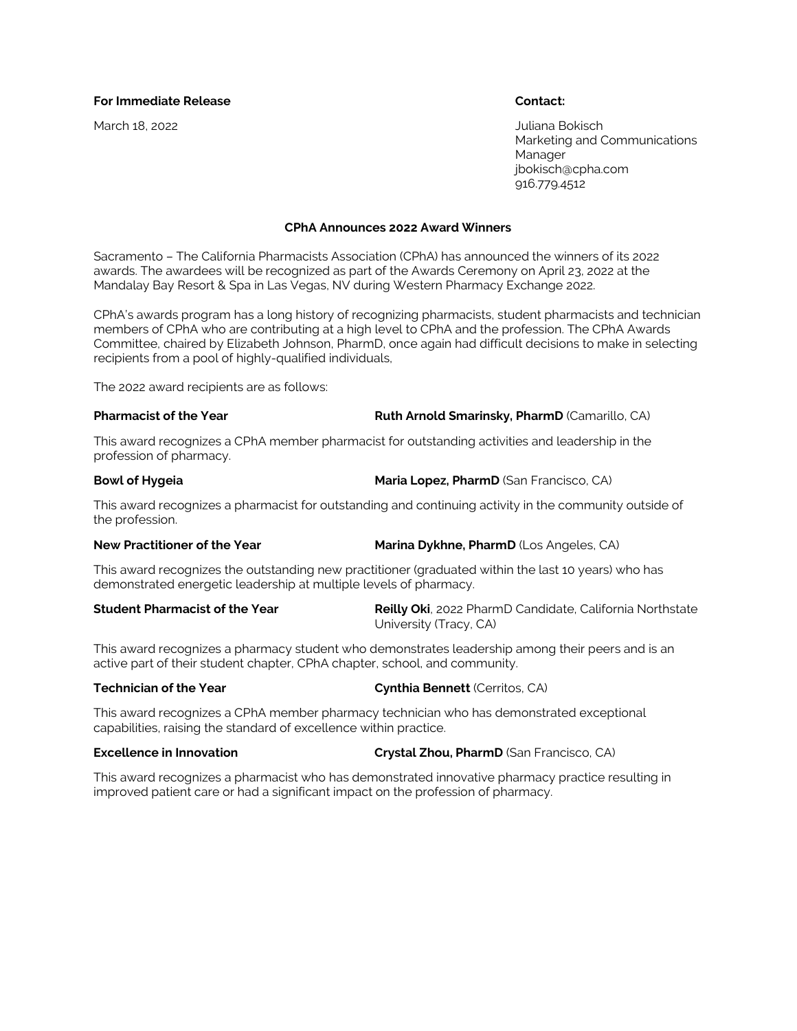**For Immediate Release**

March 18, 2022

**Contact:**

Juliana Bokisch
Marketing and Communications Manager
jbokisch@cpha.com
916.779.4512

**CPhA Announces 2022 Award Winners**

Sacramento – The California Pharmacists Association (CPhA) has announced the winners of its 2022 awards. The awardees will be recognized as part of the Awards Ceremony on April 23, 2022 at the Mandalay Bay Resort & Spa in Las Vegas, NV during Western Pharmacy Exchange 2022.

CPhA's awards program has a long history of recognizing pharmacists, student pharmacists and technician members of CPhA who are contributing at a high level to CPhA and the profession. The CPhA Awards Committee, chaired by Elizabeth Johnson, PharmD, once again had difficult decisions to make in selecting recipients from a pool of highly-qualified individuals,

The 2022 award recipients are as follows:

**Pharmacist of the Year** — **Ruth Arnold Smarinsky, PharmD** (Camarillo, CA)

This award recognizes a CPhA member pharmacist for outstanding activities and leadership in the profession of pharmacy.

**Bowl of Hygeia** — **Maria Lopez, PharmD** (San Francisco, CA)

This award recognizes a pharmacist for outstanding and continuing activity in the community outside of the profession.

**New Practitioner of the Year** — **Marina Dykhne, PharmD** (Los Angeles, CA)

This award recognizes the outstanding new practitioner (graduated within the last 10 years) who has demonstrated energetic leadership at multiple levels of pharmacy.

**Student Pharmacist of the Year** — **Reilly Oki**, 2022 PharmD Candidate, California Northstate University (Tracy, CA)

This award recognizes a pharmacy student who demonstrates leadership among their peers and is an active part of their student chapter, CPhA chapter, school, and community.

**Technician of the Year** — **Cynthia Bennett** (Cerritos, CA)

This award recognizes a CPhA member pharmacy technician who has demonstrated exceptional capabilities, raising the standard of excellence within practice.

**Excellence in Innovation** — **Crystal Zhou, PharmD** (San Francisco, CA)

This award recognizes a pharmacist who has demonstrated innovative pharmacy practice resulting in improved patient care or had a significant impact on the profession of pharmacy.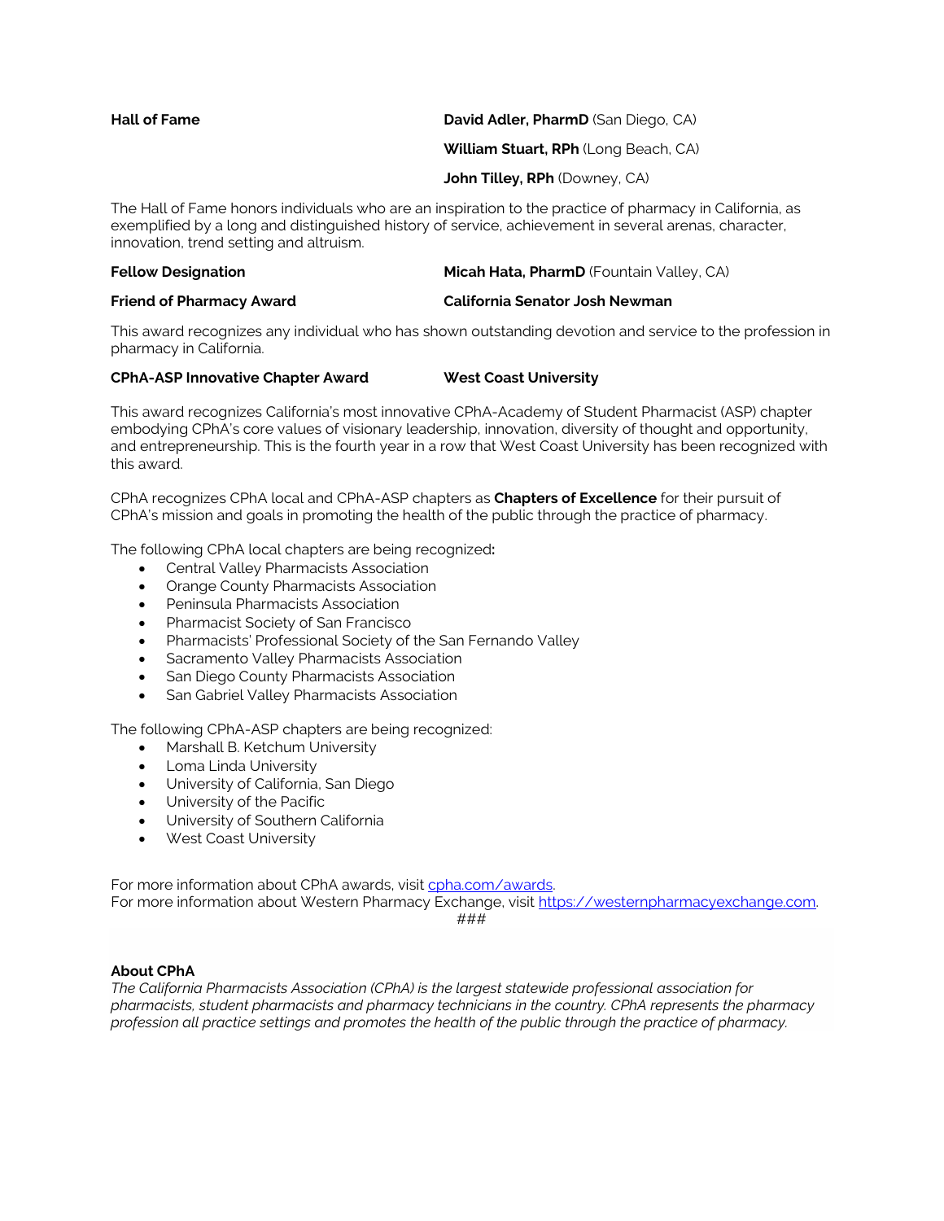**Hall of Fame** **David Adler, PharmD** (San Diego, CA)

**William Stuart, RPh** (Long Beach, CA)

**John Tilley, RPh** (Downey, CA)

The Hall of Fame honors individuals who are an inspiration to the practice of pharmacy in California, as exemplified by a long and distinguished history of service, achievement in several arenas, character, innovation, trend setting and altruism.

**Fellow Designation** **Micah Hata, PharmD** (Fountain Valley, CA)

**Friend of Pharmacy Award** **California Senator Josh Newman**

This award recognizes any individual who has shown outstanding devotion and service to the profession in pharmacy in California.

**CPhA-ASP Innovative Chapter Award** **West Coast University**

This award recognizes California's most innovative CPhA-Academy of Student Pharmacist (ASP) chapter embodying CPhA's core values of visionary leadership, innovation, diversity of thought and opportunity, and entrepreneurship. This is the fourth year in a row that West Coast University has been recognized with this award.

CPhA recognizes CPhA local and CPhA-ASP chapters as **Chapters of Excellence** for their pursuit of CPhA's mission and goals in promoting the health of the public through the practice of pharmacy.

The following CPhA local chapters are being recognized**:**

- Central Valley Pharmacists Association
- Orange County Pharmacists Association
- Peninsula Pharmacists Association
- Pharmacist Society of San Francisco
- Pharmacists' Professional Society of the San Fernando Valley
- Sacramento Valley Pharmacists Association
- San Diego County Pharmacists Association
- San Gabriel Valley Pharmacists Association

The following CPhA-ASP chapters are being recognized:

- Marshall B. Ketchum University
- Loma Linda University
- University of California, San Diego
- University of the Pacific
- University of Southern California
- West Coast University

For more information about CPhA awards, visit [cpha.com/awards](cpha.com/awards).
For more information about Western Pharmacy Exchange, visit [https://westernpharmacyexchange.com](https://westernpharmacyexchange.com).

###

**About CPhA**
*The California Pharmacists Association (CPhA) is the largest statewide professional association for pharmacists, student pharmacists and pharmacy technicians in the country. CPhA represents the pharmacy profession all practice settings and promotes the health of the public through the practice of pharmacy.*